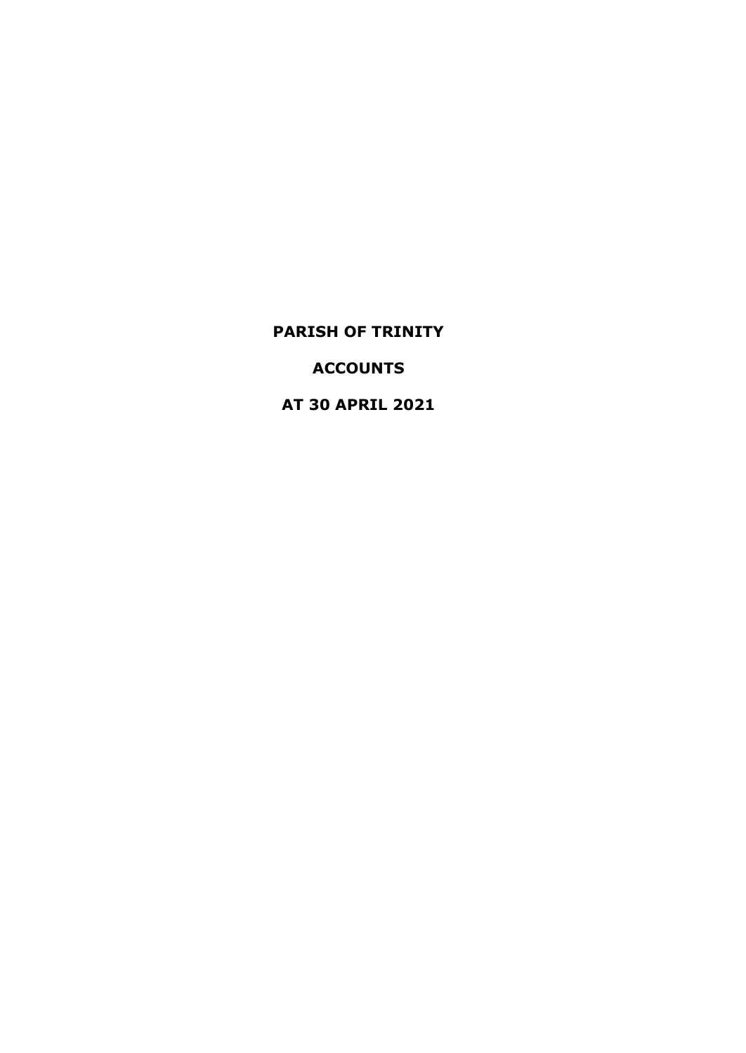# PARISH OF TRINITY

# ACCOUNTS

# AT 30 APRIL 2021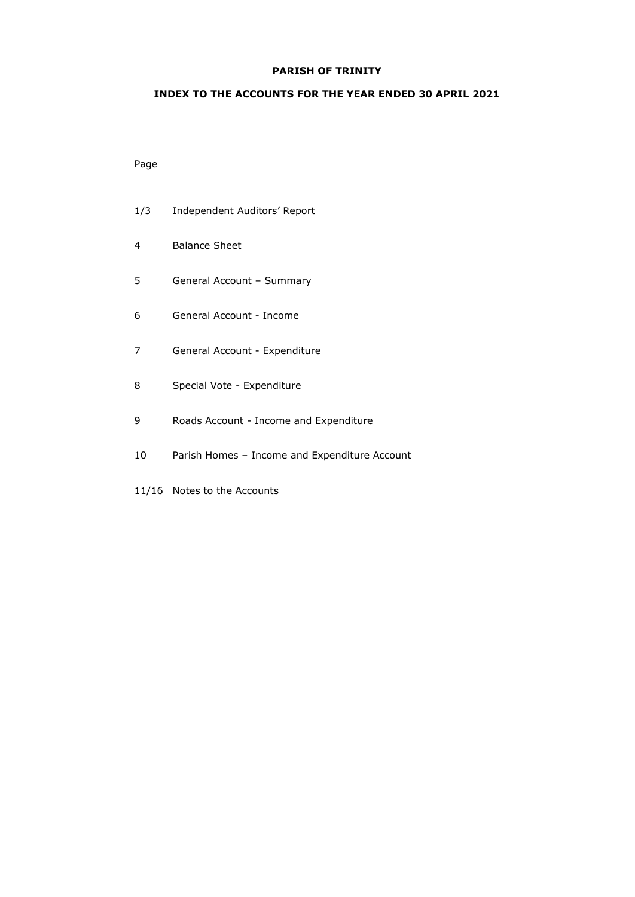**PARISH OF TRINITY**

**INDEX TO THE ACCOUNTS FOR THE YEAR ENDED 30 APRIL 2021**

| Page | |
|---|---|
| 1/3 | Independent Auditors' Report |
| 4 | Balance Sheet |
| 5 | General Account – Summary |
| 6 | General Account - Income |
| 7 | General Account - Expenditure |
| 8 | Special Vote - Expenditure |
| 9 | Roads Account - Income and Expenditure |
| 10 | Parish Homes – Income and Expenditure Account |
| 11/16 | Notes to the Accounts |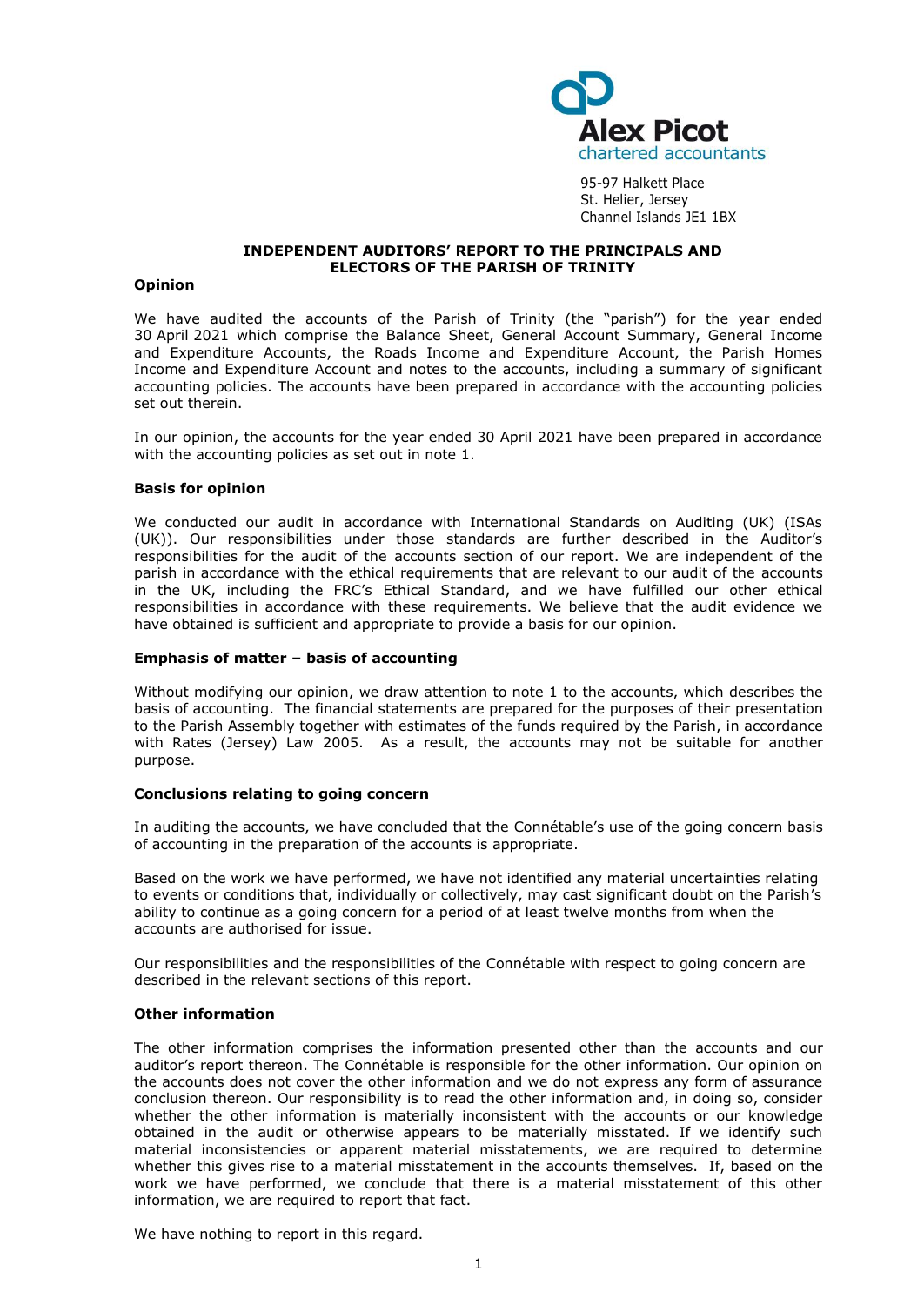Alex Picot
chartered accountants

95-97 Halkett Place
St. Helier, Jersey
Channel Islands JE1 1BX

# INDEPENDENT AUDITORS' REPORT TO THE PRINCIPALS AND ELECTORS OF THE PARISH OF TRINITY

**Opinion**

We have audited the accounts of the Parish of Trinity (the "parish") for the year ended 30 April 2021 which comprise the Balance Sheet, General Account Summary, General Income and Expenditure Accounts, the Roads Income and Expenditure Account, the Parish Homes Income and Expenditure Account and notes to the accounts, including a summary of significant accounting policies. The accounts have been prepared in accordance with the accounting policies set out therein.

In our opinion, the accounts for the year ended 30 April 2021 have been prepared in accordance with the accounting policies as set out in note 1.

**Basis for opinion**

We conducted our audit in accordance with International Standards on Auditing (UK) (ISAs (UK)). Our responsibilities under those standards are further described in the Auditor's responsibilities for the audit of the accounts section of our report. We are independent of the parish in accordance with the ethical requirements that are relevant to our audit of the accounts in the UK, including the FRC's Ethical Standard, and we have fulfilled our other ethical responsibilities in accordance with these requirements. We believe that the audit evidence we have obtained is sufficient and appropriate to provide a basis for our opinion.

**Emphasis of matter – basis of accounting**

Without modifying our opinion, we draw attention to note 1 to the accounts, which describes the basis of accounting. The financial statements are prepared for the purposes of their presentation to the Parish Assembly together with estimates of the funds required by the Parish, in accordance with Rates (Jersey) Law 2005. As a result, the accounts may not be suitable for another purpose.

**Conclusions relating to going concern**

In auditing the accounts, we have concluded that the Connétable's use of the going concern basis of accounting in the preparation of the accounts is appropriate.

Based on the work we have performed, we have not identified any material uncertainties relating to events or conditions that, individually or collectively, may cast significant doubt on the Parish's ability to continue as a going concern for a period of at least twelve months from when the accounts are authorised for issue.

Our responsibilities and the responsibilities of the Connétable with respect to going concern are described in the relevant sections of this report.

**Other information**

The other information comprises the information presented other than the accounts and our auditor's report thereon. The Connétable is responsible for the other information. Our opinion on the accounts does not cover the other information and we do not express any form of assurance conclusion thereon. Our responsibility is to read the other information and, in doing so, consider whether the other information is materially inconsistent with the accounts or our knowledge obtained in the audit or otherwise appears to be materially misstated. If we identify such material inconsistencies or apparent material misstatements, we are required to determine whether this gives rise to a material misstatement in the accounts themselves. If, based on the work we have performed, we conclude that there is a material misstatement of this other information, we are required to report that fact.

We have nothing to report in this regard.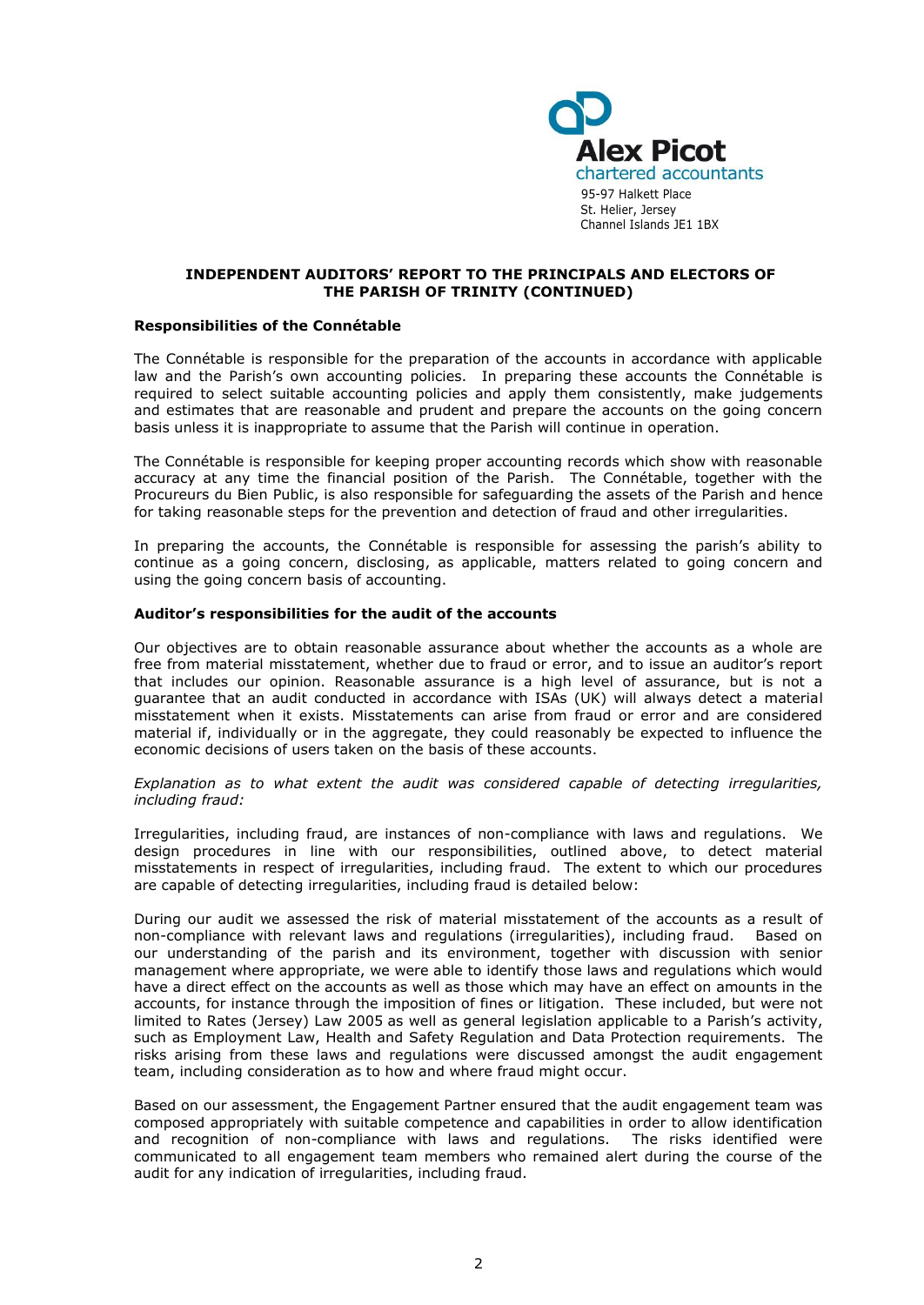Alex Picot
chartered accountants
95-97 Halkett Place
St. Helier, Jersey
Channel Islands JE1 1BX

## INDEPENDENT AUDITORS' REPORT TO THE PRINCIPALS AND ELECTORS OF THE PARISH OF TRINITY (CONTINUED)

### Responsibilities of the Connétable

The Connétable is responsible for the preparation of the accounts in accordance with applicable law and the Parish's own accounting policies. In preparing these accounts the Connétable is required to select suitable accounting policies and apply them consistently, make judgements and estimates that are reasonable and prudent and prepare the accounts on the going concern basis unless it is inappropriate to assume that the Parish will continue in operation.

The Connétable is responsible for keeping proper accounting records which show with reasonable accuracy at any time the financial position of the Parish. The Connétable, together with the Procureurs du Bien Public, is also responsible for safeguarding the assets of the Parish and hence for taking reasonable steps for the prevention and detection of fraud and other irregularities.

In preparing the accounts, the Connétable is responsible for assessing the parish's ability to continue as a going concern, disclosing, as applicable, matters related to going concern and using the going concern basis of accounting.

### Auditor's responsibilities for the audit of the accounts

Our objectives are to obtain reasonable assurance about whether the accounts as a whole are free from material misstatement, whether due to fraud or error, and to issue an auditor's report that includes our opinion. Reasonable assurance is a high level of assurance, but is not a guarantee that an audit conducted in accordance with ISAs (UK) will always detect a material misstatement when it exists. Misstatements can arise from fraud or error and are considered material if, individually or in the aggregate, they could reasonably be expected to influence the economic decisions of users taken on the basis of these accounts.

*Explanation as to what extent the audit was considered capable of detecting irregularities, including fraud:*

Irregularities, including fraud, are instances of non-compliance with laws and regulations. We design procedures in line with our responsibilities, outlined above, to detect material misstatements in respect of irregularities, including fraud. The extent to which our procedures are capable of detecting irregularities, including fraud is detailed below:

During our audit we assessed the risk of material misstatement of the accounts as a result of non-compliance with relevant laws and regulations (irregularities), including fraud. Based on our understanding of the parish and its environment, together with discussion with senior management where appropriate, we were able to identify those laws and regulations which would have a direct effect on the accounts as well as those which may have an effect on amounts in the accounts, for instance through the imposition of fines or litigation. These included, but were not limited to Rates (Jersey) Law 2005 as well as general legislation applicable to a Parish's activity, such as Employment Law, Health and Safety Regulation and Data Protection requirements. The risks arising from these laws and regulations were discussed amongst the audit engagement team, including consideration as to how and where fraud might occur.

Based on our assessment, the Engagement Partner ensured that the audit engagement team was composed appropriately with suitable competence and capabilities in order to allow identification and recognition of non-compliance with laws and regulations. The risks identified were communicated to all engagement team members who remained alert during the course of the audit for any indication of irregularities, including fraud.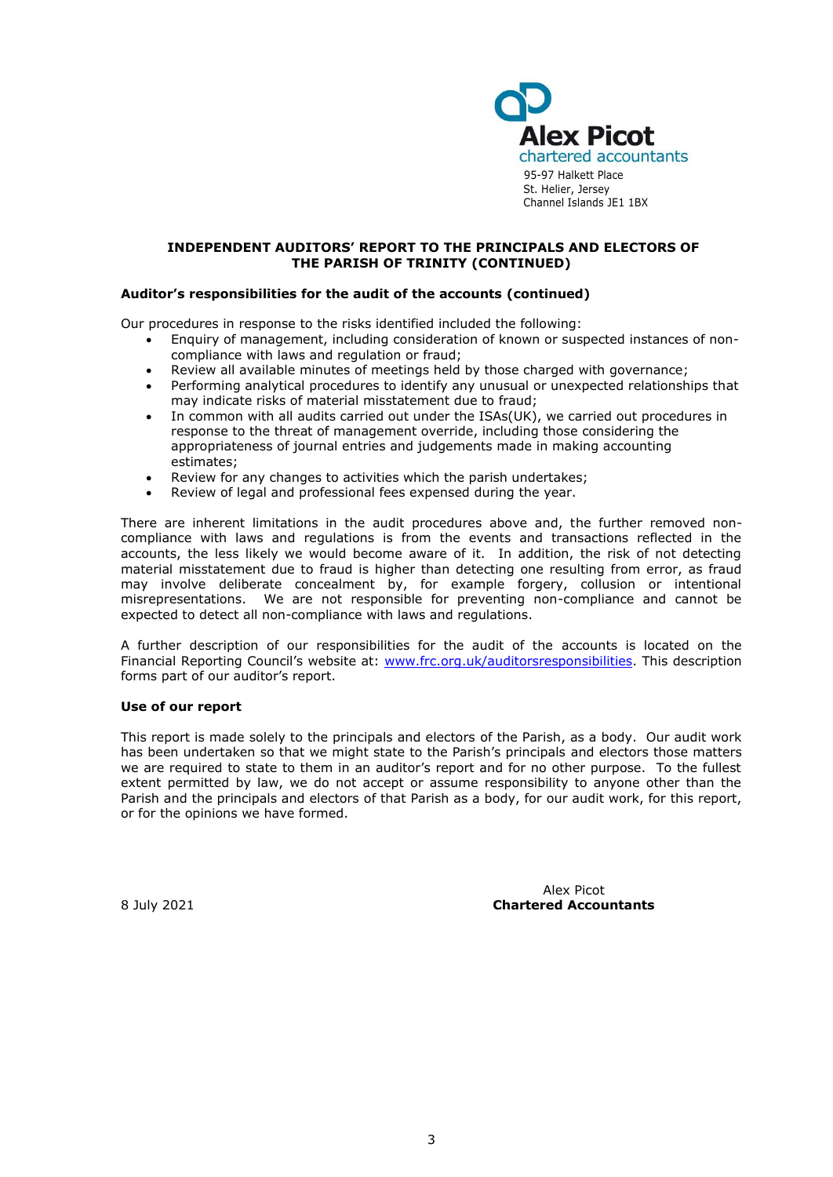Alex Picot
chartered accountants
95-97 Halkett Place
St. Helier, Jersey
Channel Islands JE1 1BX

**INDEPENDENT AUDITORS' REPORT TO THE PRINCIPALS AND ELECTORS OF THE PARISH OF TRINITY (CONTINUED)**

**Auditor's responsibilities for the audit of the accounts (continued)**

Our procedures in response to the risks identified included the following:

- Enquiry of management, including consideration of known or suspected instances of non-compliance with laws and regulation or fraud;
- Review all available minutes of meetings held by those charged with governance;
- Performing analytical procedures to identify any unusual or unexpected relationships that may indicate risks of material misstatement due to fraud;
- In common with all audits carried out under the ISAs(UK), we carried out procedures in response to the threat of management override, including those considering the appropriateness of journal entries and judgements made in making accounting estimates;
- Review for any changes to activities which the parish undertakes;
- Review of legal and professional fees expensed during the year.

There are inherent limitations in the audit procedures above and, the further removed non-compliance with laws and regulations is from the events and transactions reflected in the accounts, the less likely we would become aware of it. In addition, the risk of not detecting material misstatement due to fraud is higher than detecting one resulting from error, as fraud may involve deliberate concealment by, for example forgery, collusion or intentional misrepresentations. We are not responsible for preventing non-compliance and cannot be expected to detect all non-compliance with laws and regulations.

A further description of our responsibilities for the audit of the accounts is located on the Financial Reporting Council's website at: www.frc.org.uk/auditorsresponsibilities. This description forms part of our auditor's report.

**Use of our report**

This report is made solely to the principals and electors of the Parish, as a body. Our audit work has been undertaken so that we might state to the Parish's principals and electors those matters we are required to state to them in an auditor's report and for no other purpose. To the fullest extent permitted by law, we do not accept or assume responsibility to anyone other than the Parish and the principals and electors of that Parish as a body, for our audit work, for this report, or for the opinions we have formed.

8 July 2021

Alex Picot
**Chartered Accountants**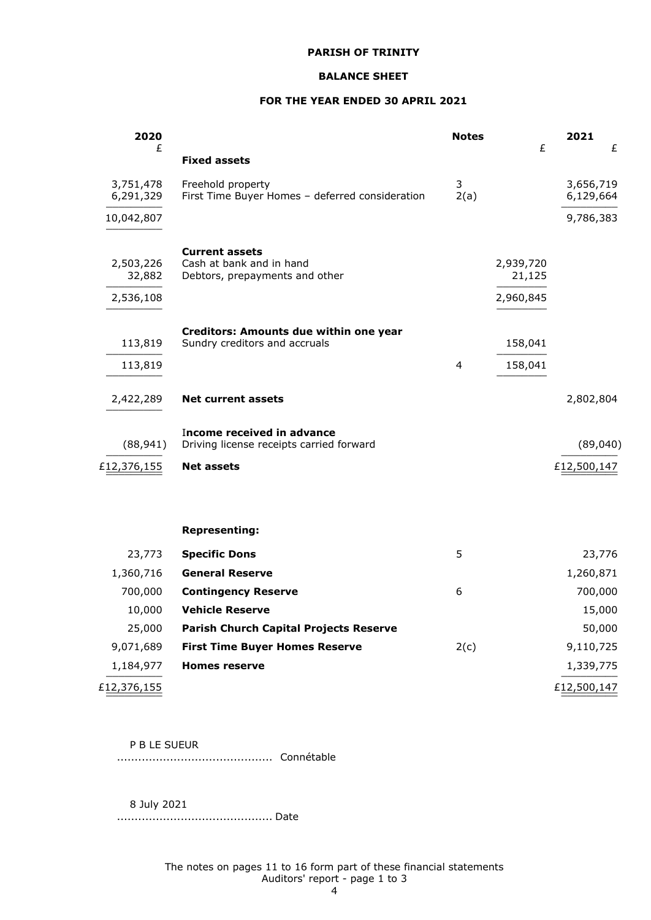**PARISH OF TRINITY**

**BALANCE SHEET**

**FOR THE YEAR ENDED 30 APRIL 2021**

| 2020 £ | | Notes | £ | 2021 £ |
|---|---|---|---|---|
| | **Fixed assets** | | | |
| 3,751,478 | Freehold property | 3 | | 3,656,719 |
| 6,291,329 | First Time Buyer Homes – deferred consideration | 2(a) | | 6,129,664 |
| 10,042,807 | | | | 9,786,383 |
| | **Current assets** | | | |
| 2,503,226 | Cash at bank and in hand | | 2,939,720 | |
| 32,882 | Debtors, prepayments and other | | 21,125 | |
| 2,536,108 | | | 2,960,845 | |
| | **Creditors: Amounts due within one year** | | | |
| 113,819 | Sundry creditors and accruals | | 158,041 | |
| 113,819 | | 4 | 158,041 | |
| 2,422,289 | **Net current assets** | | | 2,802,804 |
| | **Income received in advance** | | | |
| (88,941) | Driving license receipts carried forward | | | (89,040) |
| £12,376,155 | **Net assets** | | | £12,500,147 |
| | | | | |
| | **Representing:** | | | |
| 23,773 | **Specific Dons** | 5 | | 23,776 |
| 1,360,716 | **General Reserve** | | | 1,260,871 |
| 700,000 | **Contingency Reserve** | 6 | | 700,000 |
| 10,000 | **Vehicle Reserve** | | | 15,000 |
| 25,000 | **Parish Church Capital Projects Reserve** | | | 50,000 |
| 9,071,689 | **First Time Buyer Homes Reserve** | 2(c) | | 9,110,725 |
| 1,184,977 | **Homes reserve** | | | 1,339,775 |
| £12,376,155 | | | | £12,500,147 |

P B LE SUEUR
............................................ Connétable

8 July 2021
............................................ Date

The notes on pages 11 to 16 form part of these financial statements
Auditors' report - page 1 to 3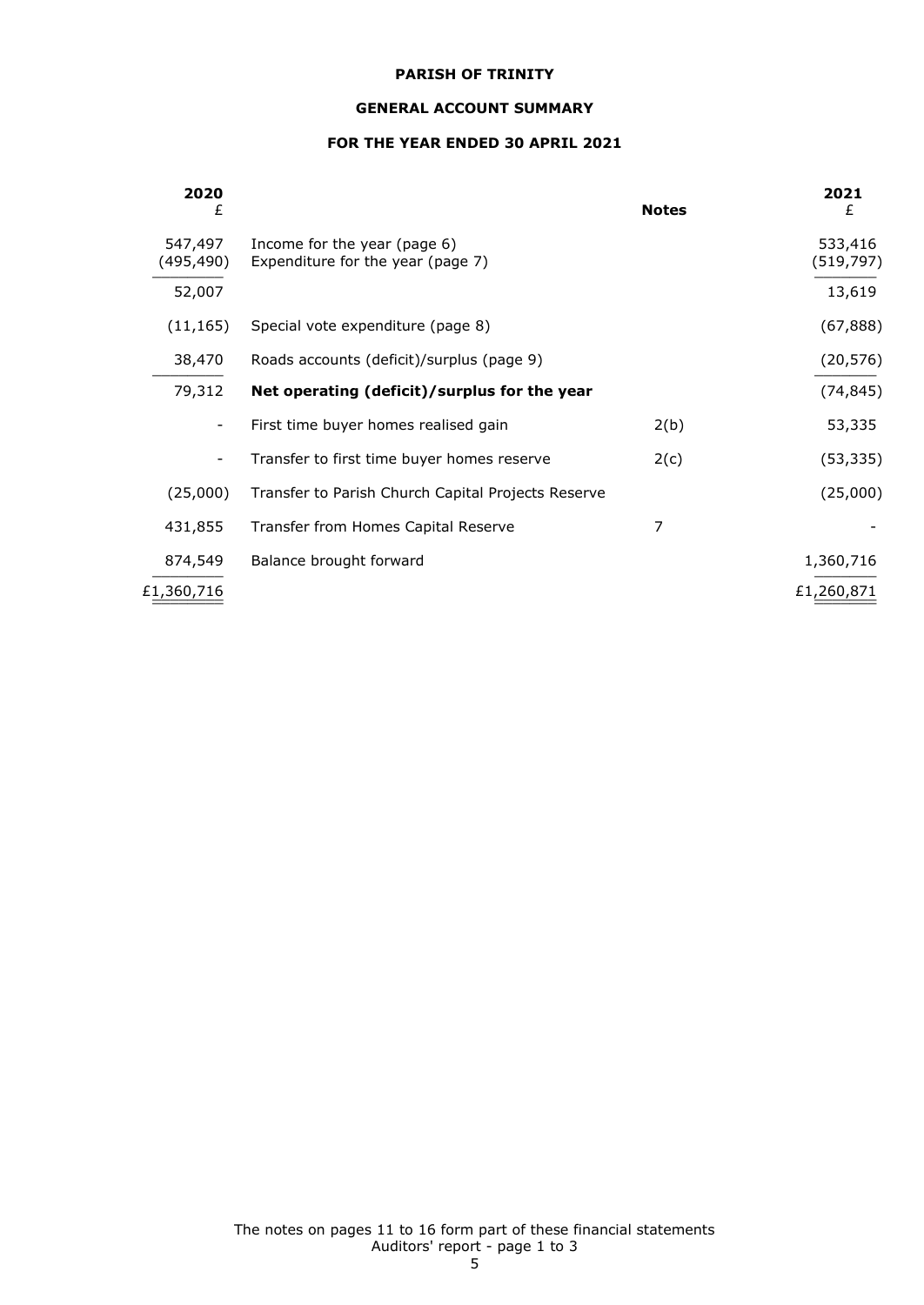# PARISH OF TRINITY

## GENERAL ACCOUNT SUMMARY

### FOR THE YEAR ENDED 30 APRIL 2021

| 2020 £ | | Notes | 2021 £ |
|---|---|---|---|
| 547,497 | Income for the year (page 6) | | 533,416 |
| (495,490) | Expenditure for the year (page 7) | | (519,797) |
| 52,007 | | | 13,619 |
| (11,165) | Special vote expenditure (page 8) | | (67,888) |
| 38,470 | Roads accounts (deficit)/surplus (page 9) | | (20,576) |
| 79,312 | **Net operating (deficit)/surplus for the year** | | (74,845) |
| - | First time buyer homes realised gain | 2(b) | 53,335 |
| - | Transfer to first time buyer homes reserve | 2(c) | (53,335) |
| (25,000) | Transfer to Parish Church Capital Projects Reserve | | (25,000) |
| 431,855 | Transfer from Homes Capital Reserve | 7 | - |
| 874,549 | Balance brought forward | | 1,360,716 |
| £1,360,716 | | | £1,260,871 |

The notes on pages 11 to 16 form part of these financial statements
Auditors' report - page 1 to 3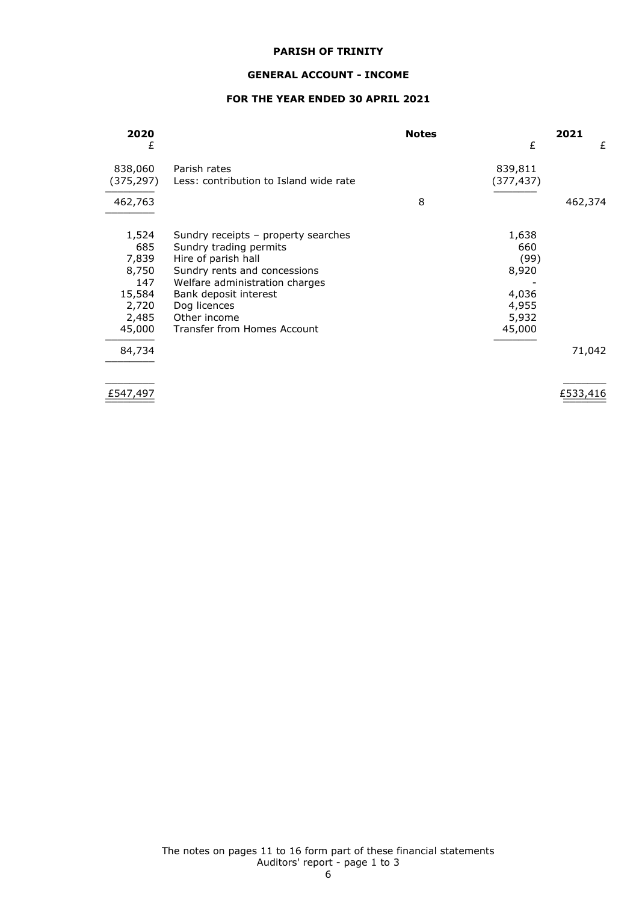**PARISH OF TRINITY**

**GENERAL ACCOUNT - INCOME**

**FOR THE YEAR ENDED 30 APRIL 2021**

| 2020 £ | | Notes | £ | 2021 £ |
|---|---|---|---|---|
| 838,060 | Parish rates | | 839,811 | |
| (375,297) | Less: contribution to Island wide rate | | (377,437) | |
| 462,763 | | 8 | | 462,374 |
| 1,524 | Sundry receipts – property searches | | 1,638 | |
| 685 | Sundry trading permits | | 660 | |
| 7,839 | Hire of parish hall | | (99) | |
| 8,750 | Sundry rents and concessions | | 8,920 | |
| 147 | Welfare administration charges | | - | |
| 15,584 | Bank deposit interest | | 4,036 | |
| 2,720 | Dog licences | | 4,955 | |
| 2,485 | Other income | | 5,932 | |
| 45,000 | Transfer from Homes Account | | 45,000 | |
| 84,734 | | | | 71,042 |
| £547,497 | | | | £533,416 |

The notes on pages 11 to 16 form part of these financial statements
Auditors' report - page 1 to 3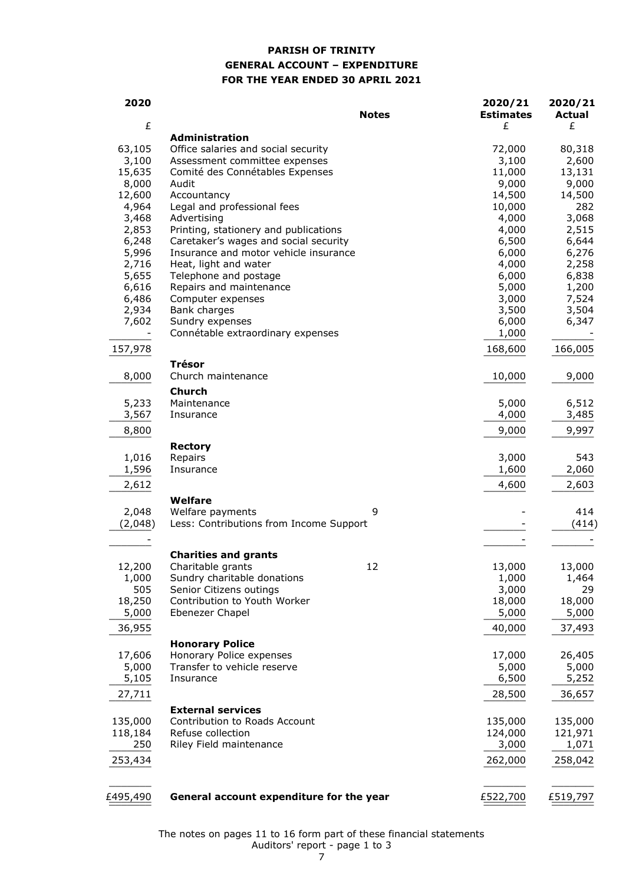**PARISH OF TRINITY**

**GENERAL ACCOUNT – EXPENDITURE**

**FOR THE YEAR ENDED 30 APRIL 2021**

| 2020 | | Notes | 2020/21 Estimates | 2020/21 Actual |
|---|---|---|---|---|
| £ | | | £ | £ |
| | **Administration** | | | |
| 63,105 | Office salaries and social security | | 72,000 | 80,318 |
| 3,100 | Assessment committee expenses | | 3,100 | 2,600 |
| 15,635 | Comité des Connétables Expenses | | 11,000 | 13,131 |
| 8,000 | Audit | | 9,000 | 9,000 |
| 12,600 | Accountancy | | 14,500 | 14,500 |
| 4,964 | Legal and professional fees | | 10,000 | 282 |
| 3,468 | Advertising | | 4,000 | 3,068 |
| 2,853 | Printing, stationery and publications | | 4,000 | 2,515 |
| 6,248 | Caretaker's wages and social security | | 6,500 | 6,644 |
| 5,996 | Insurance and motor vehicle insurance | | 6,000 | 6,276 |
| 2,716 | Heat, light and water | | 4,000 | 2,258 |
| 5,655 | Telephone and postage | | 6,000 | 6,838 |
| 6,616 | Repairs and maintenance | | 5,000 | 1,200 |
| 6,486 | Computer expenses | | 3,000 | 7,524 |
| 2,934 | Bank charges | | 3,500 | 3,504 |
| 7,602 | Sundry expenses | | 6,000 | 6,347 |
| - | Connétable extraordinary expenses | | 1,000 | - |
| 157,978 | | | 168,600 | 166,005 |
| | **Trésor** | | | |
| 8,000 | Church maintenance | | 10,000 | 9,000 |
| | **Church** | | | |
| 5,233 | Maintenance | | 5,000 | 6,512 |
| 3,567 | Insurance | | 4,000 | 3,485 |
| 8,800 | | | 9,000 | 9,997 |
| | **Rectory** | | | |
| 1,016 | Repairs | | 3,000 | 543 |
| 1,596 | Insurance | | 1,600 | 2,060 |
| 2,612 | | | 4,600 | 2,603 |
| | **Welfare** | | | |
| 2,048 | Welfare payments | 9 | - | 414 |
| (2,048) | Less: Contributions from Income Support | | - | (414) |
| - | | | - | - |
| | **Charities and grants** | | | |
| 12,200 | Charitable grants | 12 | 13,000 | 13,000 |
| 1,000 | Sundry charitable donations | | 1,000 | 1,464 |
| 505 | Senior Citizens outings | | 3,000 | 29 |
| 18,250 | Contribution to Youth Worker | | 18,000 | 18,000 |
| 5,000 | Ebenezer Chapel | | 5,000 | 5,000 |
| 36,955 | | | 40,000 | 37,493 |
| | **Honorary Police** | | | |
| 17,606 | Honorary Police expenses | | 17,000 | 26,405 |
| 5,000 | Transfer to vehicle reserve | | 5,000 | 5,000 |
| 5,105 | Insurance | | 6,500 | 5,252 |
| 27,711 | | | 28,500 | 36,657 |
| | **External services** | | | |
| 135,000 | Contribution to Roads Account | | 135,000 | 135,000 |
| 118,184 | Refuse collection | | 124,000 | 121,971 |
| 250 | Riley Field maintenance | | 3,000 | 1,071 |
| 253,434 | | | 262,000 | 258,042 |
| £495,490 | **General account expenditure for the year** | | £522,700 | £519,797 |

The notes on pages 11 to 16 form part of these financial statements
Auditors' report - page 1 to 3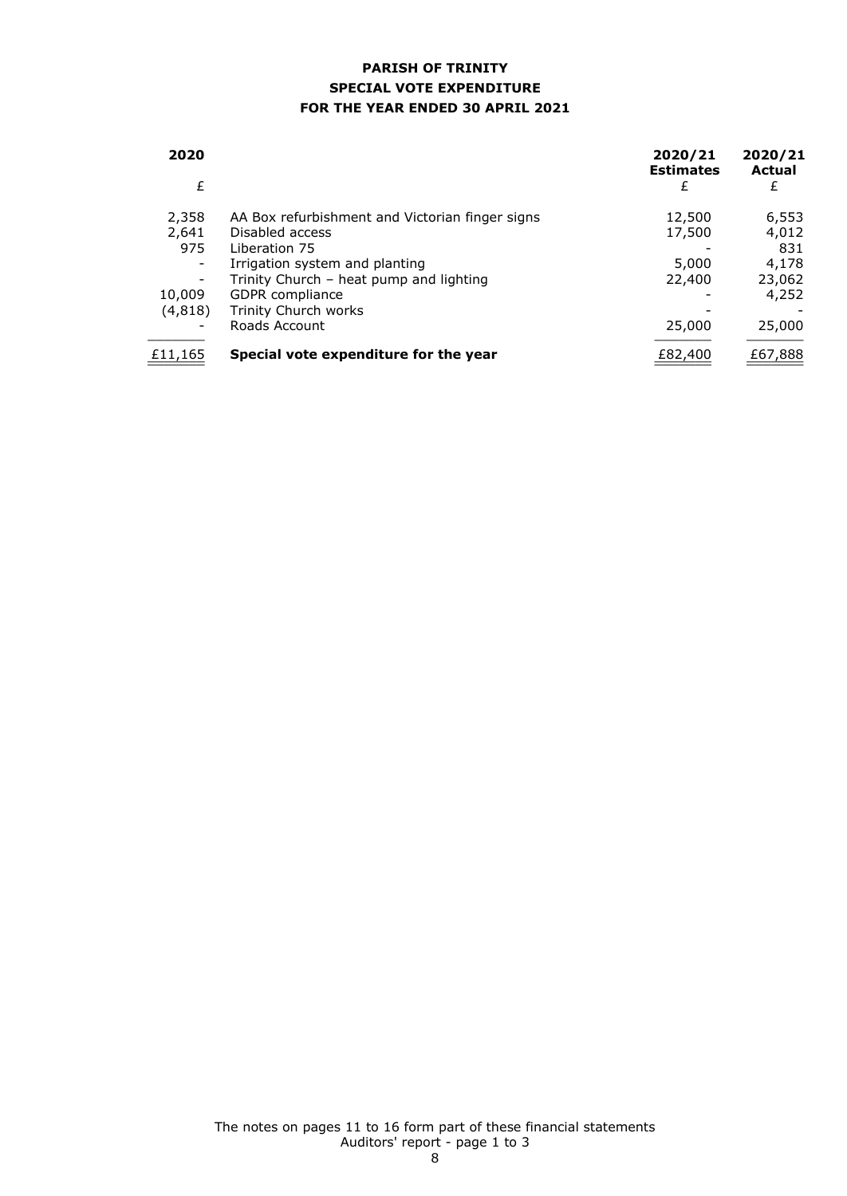**PARISH OF TRINITY**
**SPECIAL VOTE EXPENDITURE**
**FOR THE YEAR ENDED 30 APRIL 2021**

| 2020 | | 2020/21 Estimates | 2020/21 Actual |
|---|---|---|---|
| £ | | £ | £ |
| 2,358 | AA Box refurbishment and Victorian finger signs | 12,500 | 6,553 |
| 2,641 | Disabled access | 17,500 | 4,012 |
| 975 | Liberation 75 | - | 831 |
| - | Irrigation system and planting | 5,000 | 4,178 |
| - | Trinity Church – heat pump and lighting | 22,400 | 23,062 |
| 10,009 | GDPR compliance | - | 4,252 |
| (4,818) | Trinity Church works | - | - |
| - | Roads Account | 25,000 | 25,000 |
| £11,165 | **Special vote expenditure for the year** | £82,400 | £67,888 |

The notes on pages 11 to 16 form part of these financial statements
Auditors' report - page 1 to 3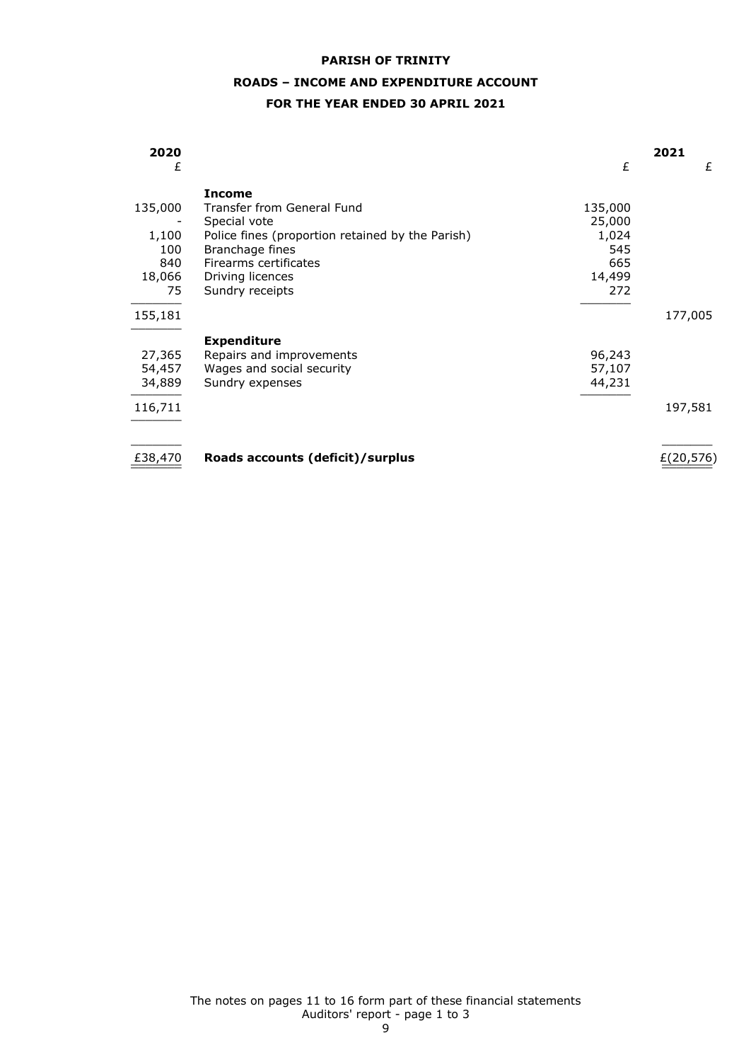**PARISH OF TRINITY**

**ROADS – INCOME AND EXPENDITURE ACCOUNT**

**FOR THE YEAR ENDED 30 APRIL 2021**

| 2020 | | | 2021 |
|---|---|---|---|
| £ | | £ | £ |
| | **Income** | | |
| 135,000 | Transfer from General Fund | 135,000 | |
| - | Special vote | 25,000 | |
| 1,100 | Police fines (proportion retained by the Parish) | 1,024 | |
| 100 | Branchage fines | 545 | |
| 840 | Firearms certificates | 665 | |
| 18,066 | Driving licences | 14,499 | |
| 75 | Sundry receipts | 272 | |
| 155,181 | | | 177,005 |
| | **Expenditure** | | |
| 27,365 | Repairs and improvements | 96,243 | |
| 54,457 | Wages and social security | 57,107 | |
| 34,889 | Sundry expenses | 44,231 | |
| 116,711 | | | 197,581 |
| £38,470 | **Roads accounts (deficit)/surplus** | | £(20,576) |

The notes on pages 11 to 16 form part of these financial statements
Auditors' report - page 1 to 3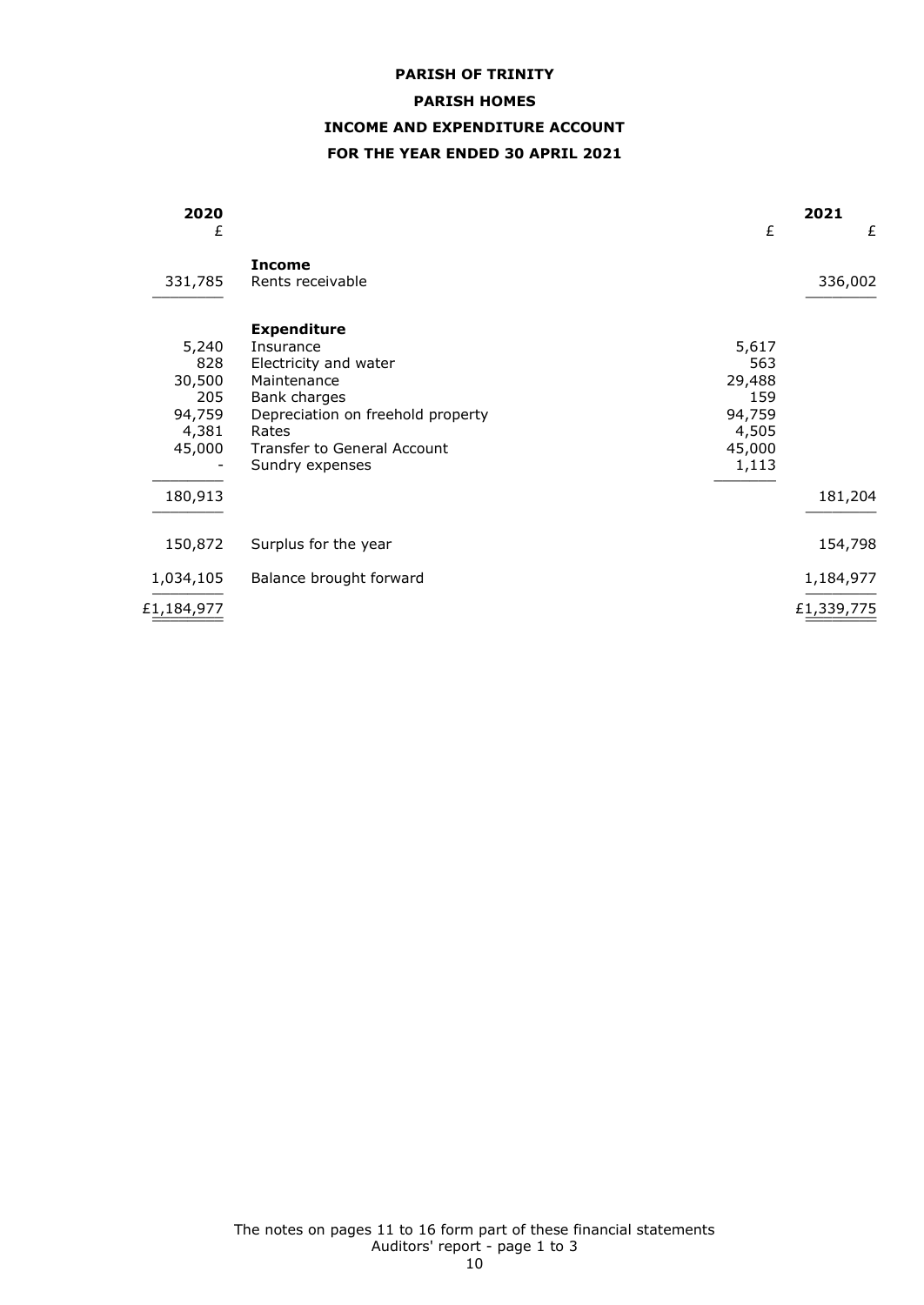**PARISH OF TRINITY**

**PARISH HOMES**

**INCOME AND EXPENDITURE ACCOUNT**

**FOR THE YEAR ENDED 30 APRIL 2021**

| 2020 | | | 2021 |
|---:|---|---:|---:|
| £ | | £ | £ |
| | **Income** | | |
| 331,785 | Rents receivable | | 336,002 |
| | **Expenditure** | | |
| 5,240 | Insurance | 5,617 | |
| 828 | Electricity and water | 563 | |
| 30,500 | Maintenance | 29,488 | |
| 205 | Bank charges | 159 | |
| 94,759 | Depreciation on freehold property | 94,759 | |
| 4,381 | Rates | 4,505 | |
| 45,000 | Transfer to General Account | 45,000 | |
| - | Sundry expenses | 1,113 | |
| 180,913 | | | 181,204 |
| 150,872 | Surplus for the year | | 154,798 |
| 1,034,105 | Balance brought forward | | 1,184,977 |
| £1,184,977 | | | £1,339,775 |

The notes on pages 11 to 16 form part of these financial statements
Auditors' report - page 1 to 3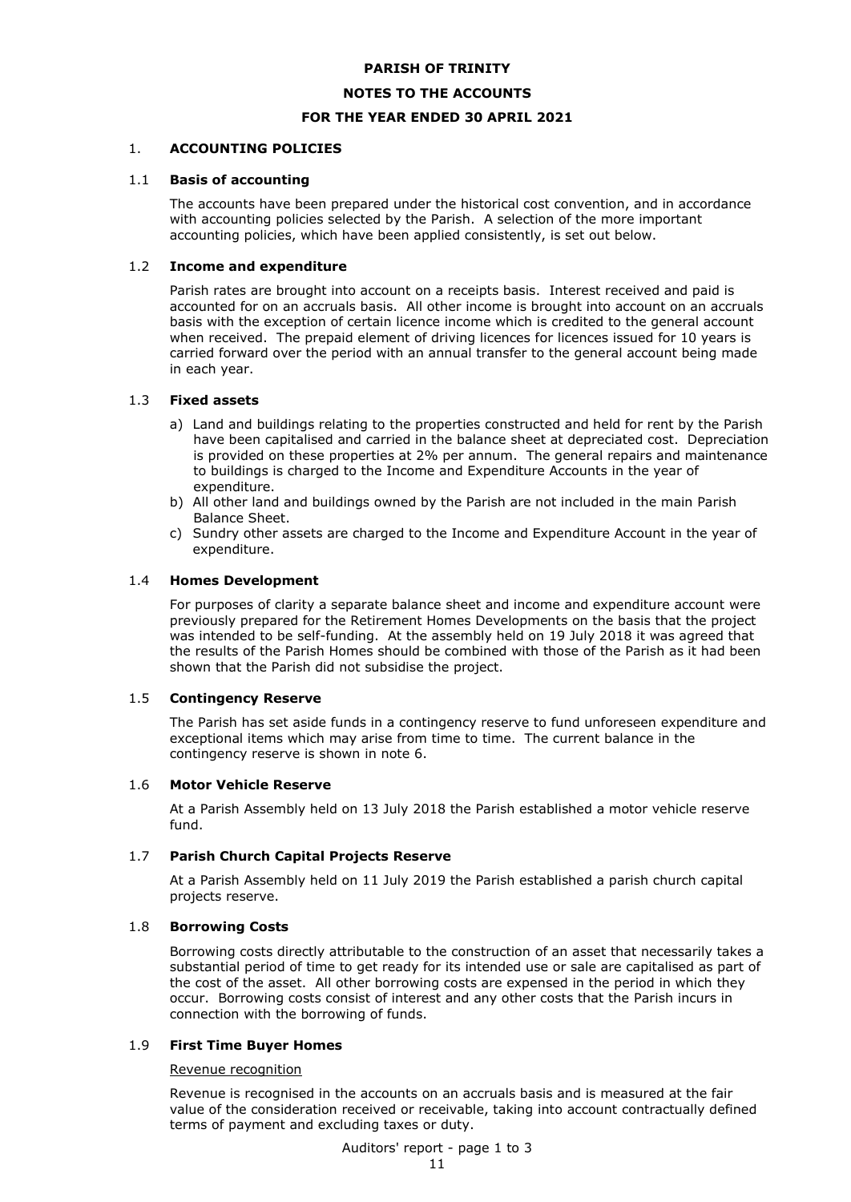# PARISH OF TRINITY

## NOTES TO THE ACCOUNTS

## FOR THE YEAR ENDED 30 APRIL 2021

### 1. ACCOUNTING POLICIES

#### 1.1 Basis of accounting

The accounts have been prepared under the historical cost convention, and in accordance with accounting policies selected by the Parish. A selection of the more important accounting policies, which have been applied consistently, is set out below.

#### 1.2 Income and expenditure

Parish rates are brought into account on a receipts basis. Interest received and paid is accounted for on an accruals basis. All other income is brought into account on an accruals basis with the exception of certain licence income which is credited to the general account when received. The prepaid element of driving licences for licences issued for 10 years is carried forward over the period with an annual transfer to the general account being made in each year.

#### 1.3 Fixed assets

a) Land and buildings relating to the properties constructed and held for rent by the Parish have been capitalised and carried in the balance sheet at depreciated cost. Depreciation is provided on these properties at 2% per annum. The general repairs and maintenance to buildings is charged to the Income and Expenditure Accounts in the year of expenditure.
b) All other land and buildings owned by the Parish are not included in the main Parish Balance Sheet.
c) Sundry other assets are charged to the Income and Expenditure Account in the year of expenditure.

#### 1.4 Homes Development

For purposes of clarity a separate balance sheet and income and expenditure account were previously prepared for the Retirement Homes Developments on the basis that the project was intended to be self-funding. At the assembly held on 19 July 2018 it was agreed that the results of the Parish Homes should be combined with those of the Parish as it had been shown that the Parish did not subsidise the project.

#### 1.5 Contingency Reserve

The Parish has set aside funds in a contingency reserve to fund unforeseen expenditure and exceptional items which may arise from time to time. The current balance in the contingency reserve is shown in note 6.

#### 1.6 Motor Vehicle Reserve

At a Parish Assembly held on 13 July 2018 the Parish established a motor vehicle reserve fund.

#### 1.7 Parish Church Capital Projects Reserve

At a Parish Assembly held on 11 July 2019 the Parish established a parish church capital projects reserve.

#### 1.8 Borrowing Costs

Borrowing costs directly attributable to the construction of an asset that necessarily takes a substantial period of time to get ready for its intended use or sale are capitalised as part of the cost of the asset. All other borrowing costs are expensed in the period in which they occur. Borrowing costs consist of interest and any other costs that the Parish incurs in connection with the borrowing of funds.

#### 1.9 First Time Buyer Homes

Revenue recognition

Revenue is recognised in the accounts on an accruals basis and is measured at the fair value of the consideration received or receivable, taking into account contractually defined terms of payment and excluding taxes or duty.

Auditors' report - page 1 to 3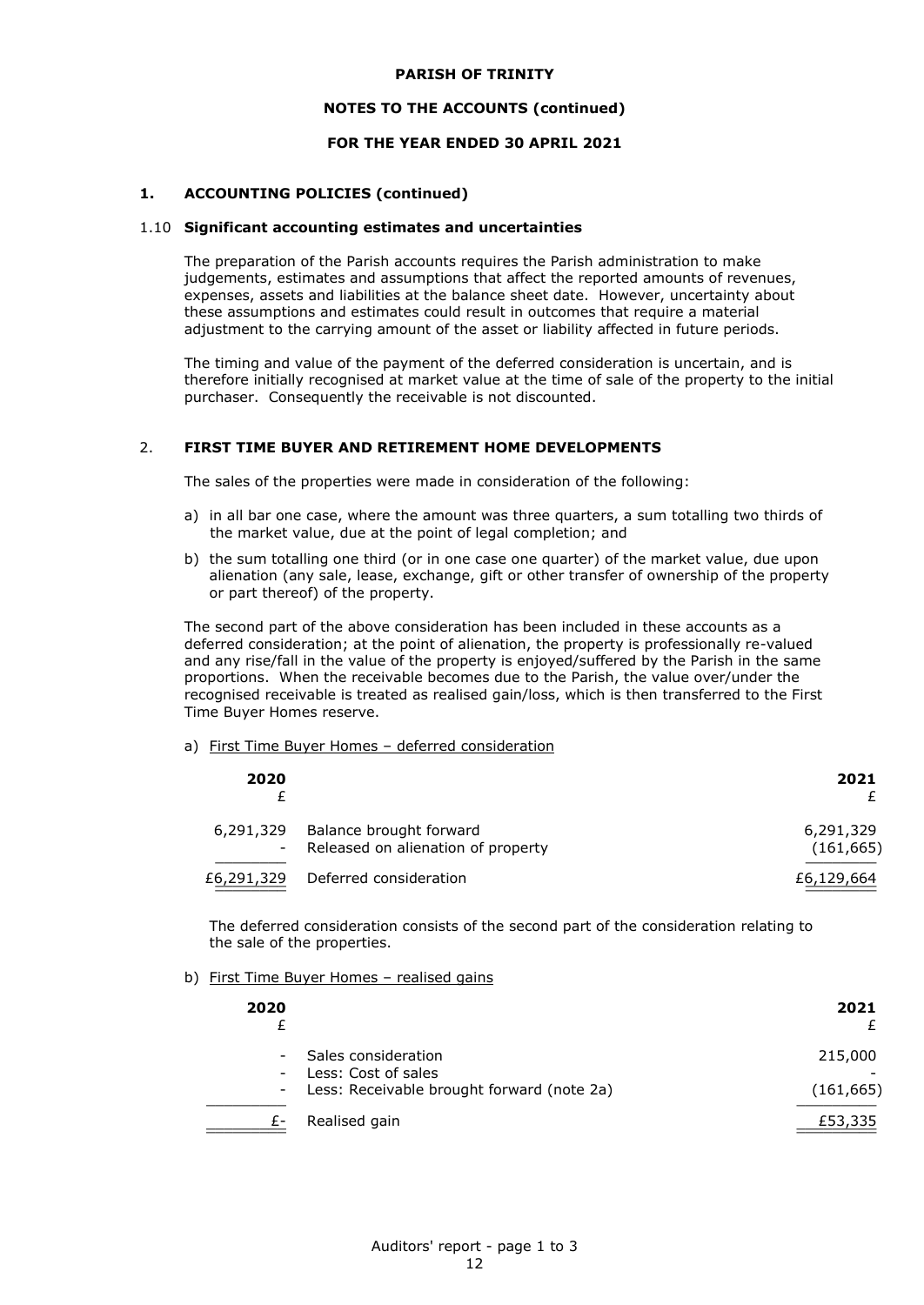**PARISH OF TRINITY**

**NOTES TO THE ACCOUNTS (continued)**

**FOR THE YEAR ENDED 30 APRIL 2021**

## 1. ACCOUNTING POLICIES (continued)

### 1.10 Significant accounting estimates and uncertainties

The preparation of the Parish accounts requires the Parish administration to make judgements, estimates and assumptions that affect the reported amounts of revenues, expenses, assets and liabilities at the balance sheet date. However, uncertainty about these assumptions and estimates could result in outcomes that require a material adjustment to the carrying amount of the asset or liability affected in future periods.

The timing and value of the payment of the deferred consideration is uncertain, and is therefore initially recognised at market value at the time of sale of the property to the initial purchaser. Consequently the receivable is not discounted.

## 2. FIRST TIME BUYER AND RETIREMENT HOME DEVELOPMENTS

The sales of the properties were made in consideration of the following:

a) in all bar one case, where the amount was three quarters, a sum totalling two thirds of the market value, due at the point of legal completion; and

b) the sum totalling one third (or in one case one quarter) of the market value, due upon alienation (any sale, lease, exchange, gift or other transfer of ownership of the property or part thereof) of the property.

The second part of the above consideration has been included in these accounts as a deferred consideration; at the point of alienation, the property is professionally re-valued and any rise/fall in the value of the property is enjoyed/suffered by the Parish in the same proportions. When the receivable becomes due to the Parish, the value over/under the recognised receivable is treated as realised gain/loss, which is then transferred to the First Time Buyer Homes reserve.

a) First Time Buyer Homes – deferred consideration

| 2020 £ | | 2021 £ |
|---|---|---|
| 6,291,329 | Balance brought forward | 6,291,329 |
| - | Released on alienation of property | (161,665) |
| £6,291,329 | Deferred consideration | £6,129,664 |

The deferred consideration consists of the second part of the consideration relating to the sale of the properties.

b) First Time Buyer Homes – realised gains

| 2020 £ | | 2021 £ |
|---|---|---|
| - | Sales consideration | 215,000 |
| - | Less: Cost of sales | - |
| - | Less: Receivable brought forward (note 2a) | (161,665) |
| £- | Realised gain | £53,335 |

Auditors' report - page 1 to 3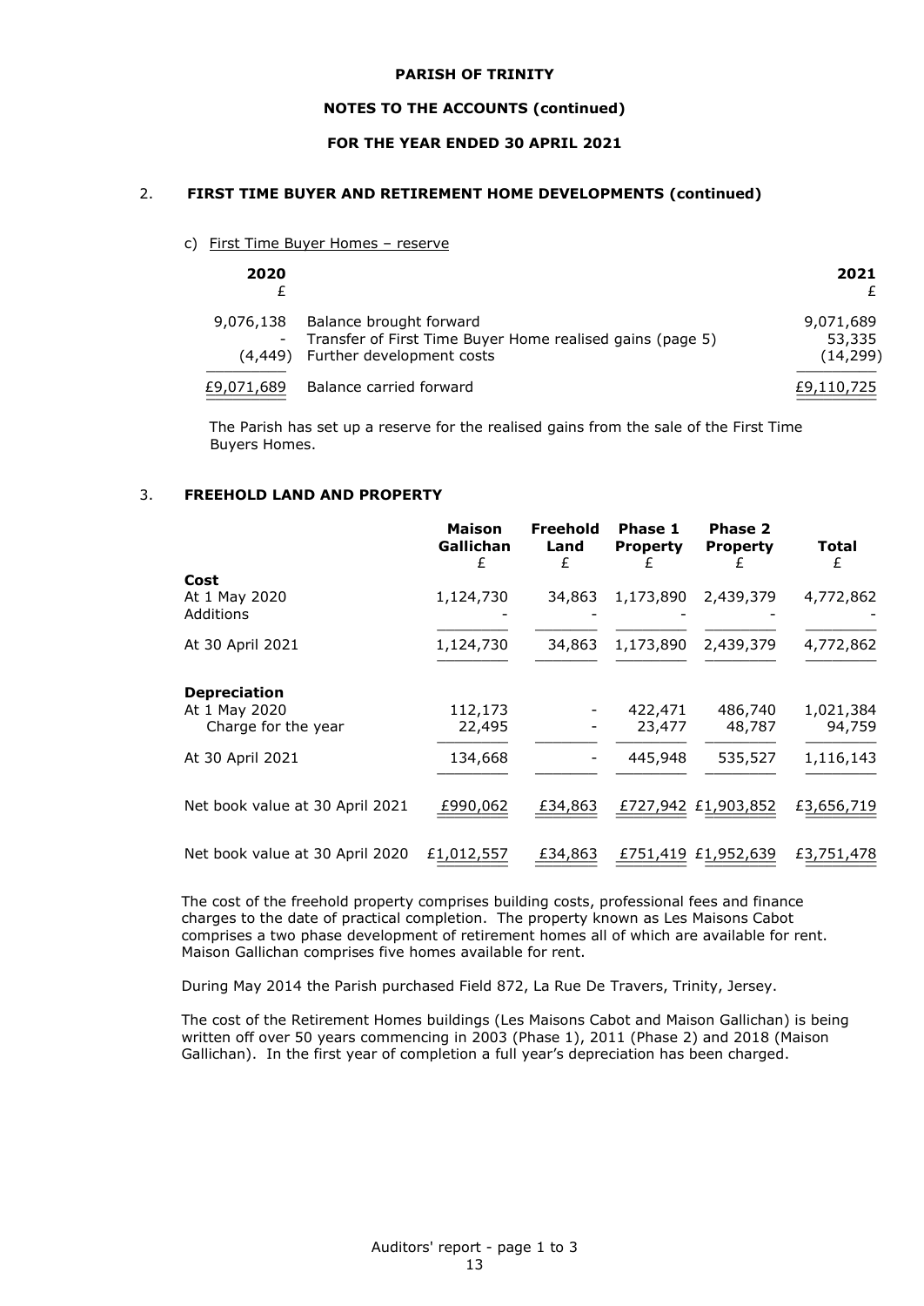## 2. FIRST TIME BUYER AND RETIREMENT HOME DEVELOPMENTS (continued)

c) First Time Buyer Homes – reserve

| 2020 £ | | 2021 £ |
|---|---|---|
| 9,076,138 | Balance brought forward | 9,071,689 |
| - | Transfer of First Time Buyer Home realised gains (page 5) | 53,335 |
| (4,449) | Further development costs | (14,299) |
| £9,071,689 | Balance carried forward | £9,110,725 |

The Parish has set up a reserve for the realised gains from the sale of the First Time Buyers Homes.

## 3. FREEHOLD LAND AND PROPERTY

| | Maison Gallichan £ | Freehold Land £ | Phase 1 Property £ | Phase 2 Property £ | Total £ |
|---|---|---|---|---|---|
| **Cost** | | | | | |
| At 1 May 2020 | 1,124,730 | 34,863 | 1,173,890 | 2,439,379 | 4,772,862 |
| Additions | - | - | - | - | - |
| At 30 April 2021 | 1,124,730 | 34,863 | 1,173,890 | 2,439,379 | 4,772,862 |
| **Depreciation** | | | | | |
| At 1 May 2020 | 112,173 | - | 422,471 | 486,740 | 1,021,384 |
| Charge for the year | 22,495 | - | 23,477 | 48,787 | 94,759 |
| At 30 April 2021 | 134,668 | - | 445,948 | 535,527 | 1,116,143 |
| Net book value at 30 April 2021 | £990,062 | £34,863 | £727,942 | £1,903,852 | £3,656,719 |
| Net book value at 30 April 2020 | £1,012,557 | £34,863 | £751,419 | £1,952,639 | £3,751,478 |

The cost of the freehold property comprises building costs, professional fees and finance charges to the date of practical completion. The property known as Les Maisons Cabot comprises a two phase development of retirement homes all of which are available for rent. Maison Gallichan comprises five homes available for rent.

During May 2014 the Parish purchased Field 872, La Rue De Travers, Trinity, Jersey.

The cost of the Retirement Homes buildings (Les Maisons Cabot and Maison Gallichan) is being written off over 50 years commencing in 2003 (Phase 1), 2011 (Phase 2) and 2018 (Maison Gallichan). In the first year of completion a full year's depreciation has been charged.

Auditors' report - page 1 to 3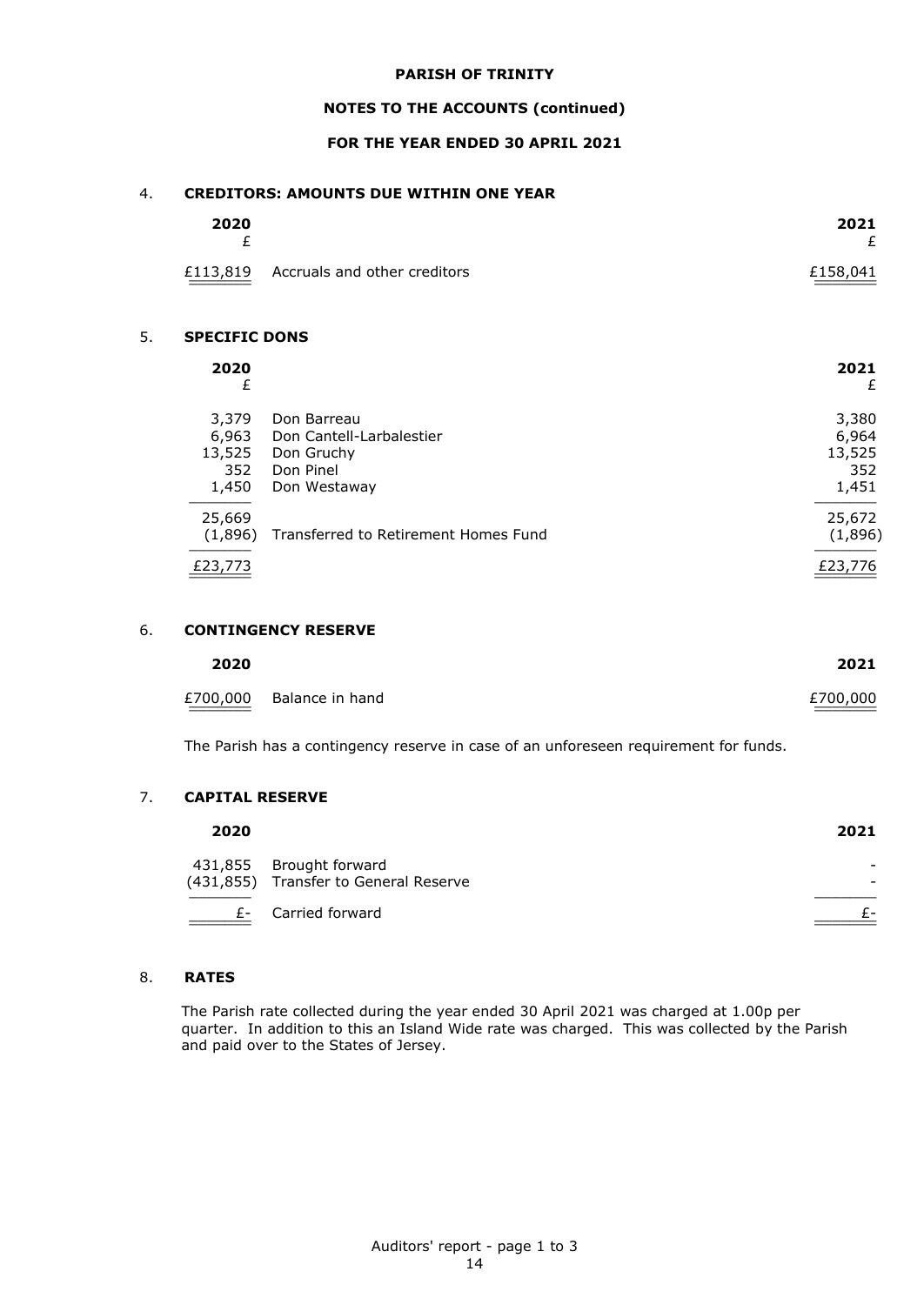**PARISH OF TRINITY**

**NOTES TO THE ACCOUNTS (continued)**

**FOR THE YEAR ENDED 30 APRIL 2021**

## 4. CREDITORS: AMOUNTS DUE WITHIN ONE YEAR

| 2020 £ | | 2021 £ |
|---|---|---|
| £113,819 | Accruals and other creditors | £158,041 |

## 5. SPECIFIC DONS

| 2020 £ | | 2021 £ |
|---|---|---|
| 3,379 | Don Barreau | 3,380 |
| 6,963 | Don Cantell-Larbalestier | 6,964 |
| 13,525 | Don Gruchy | 13,525 |
| 352 | Don Pinel | 352 |
| 1,450 | Don Westaway | 1,451 |
| 25,669 | | 25,672 |
| (1,896) | Transferred to Retirement Homes Fund | (1,896) |
| £23,773 | | £23,776 |

## 6. CONTINGENCY RESERVE

| 2020 | | 2021 |
|---|---|---|
| £700,000 | Balance in hand | £700,000 |

The Parish has a contingency reserve in case of an unforeseen requirement for funds.

## 7. CAPITAL RESERVE

| 2020 | | 2021 |
|---|---|---|
| 431,855 | Brought forward | - |
| (431,855) | Transfer to General Reserve | - |
| £- | Carried forward | £- |

## 8. RATES

The Parish rate collected during the year ended 30 April 2021 was charged at 1.00p per quarter. In addition to this an Island Wide rate was charged. This was collected by the Parish and paid over to the States of Jersey.

Auditors' report - page 1 to 3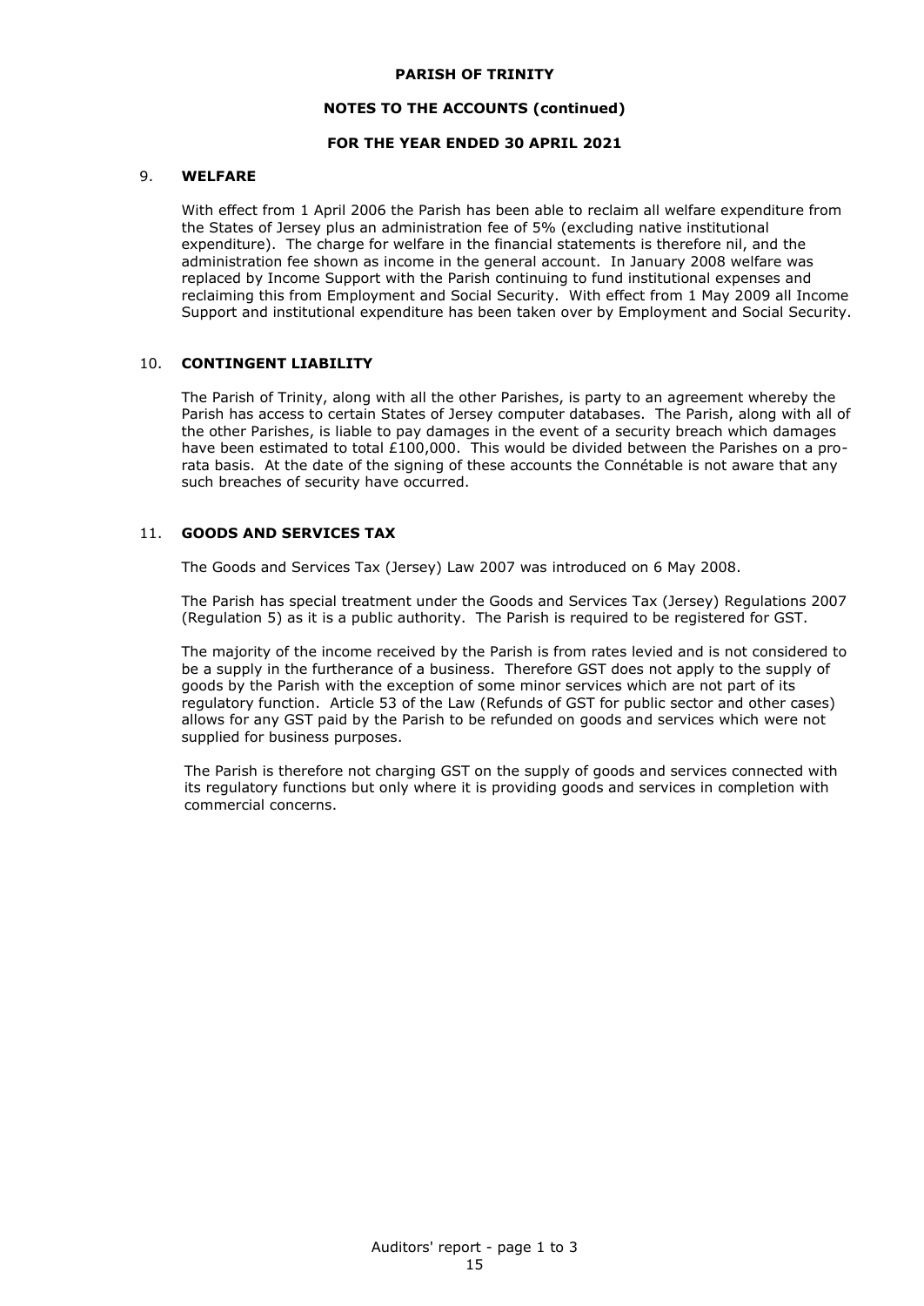**PARISH OF TRINITY**

**NOTES TO THE ACCOUNTS (continued)**

**FOR THE YEAR ENDED 30 APRIL 2021**

9. **WELFARE**

With effect from 1 April 2006 the Parish has been able to reclaim all welfare expenditure from the States of Jersey plus an administration fee of 5% (excluding native institutional expenditure). The charge for welfare in the financial statements is therefore nil, and the administration fee shown as income in the general account. In January 2008 welfare was replaced by Income Support with the Parish continuing to fund institutional expenses and reclaiming this from Employment and Social Security. With effect from 1 May 2009 all Income Support and institutional expenditure has been taken over by Employment and Social Security.

10. **CONTINGENT LIABILITY**

The Parish of Trinity, along with all the other Parishes, is party to an agreement whereby the Parish has access to certain States of Jersey computer databases. The Parish, along with all of the other Parishes, is liable to pay damages in the event of a security breach which damages have been estimated to total £100,000. This would be divided between the Parishes on a pro-rata basis. At the date of the signing of these accounts the Connétable is not aware that any such breaches of security have occurred.

11. **GOODS AND SERVICES TAX**

The Goods and Services Tax (Jersey) Law 2007 was introduced on 6 May 2008.

The Parish has special treatment under the Goods and Services Tax (Jersey) Regulations 2007 (Regulation 5) as it is a public authority. The Parish is required to be registered for GST.

The majority of the income received by the Parish is from rates levied and is not considered to be a supply in the furtherance of a business. Therefore GST does not apply to the supply of goods by the Parish with the exception of some minor services which are not part of its regulatory function. Article 53 of the Law (Refunds of GST for public sector and other cases) allows for any GST paid by the Parish to be refunded on goods and services which were not supplied for business purposes.

The Parish is therefore not charging GST on the supply of goods and services connected with its regulatory functions but only where it is providing goods and services in completion with commercial concerns.

Auditors' report - page 1 to 3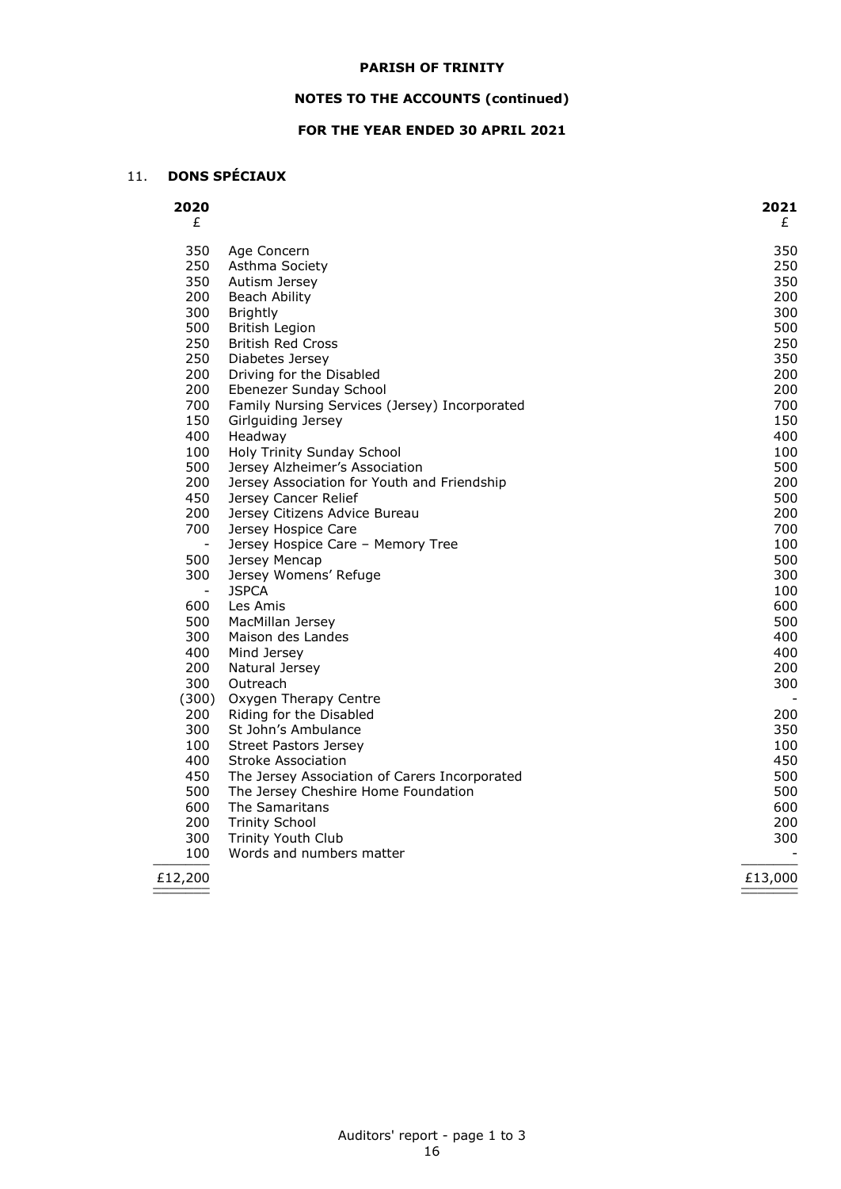**PARISH OF TRINITY**

**NOTES TO THE ACCOUNTS (continued)**

**FOR THE YEAR ENDED 30 APRIL 2021**

## 11. DONS SPÉCIAUX

| 2020 £ | | 2021 £ |
|---|---|---|
| 350 | Age Concern | 350 |
| 250 | Asthma Society | 250 |
| 350 | Autism Jersey | 350 |
| 200 | Beach Ability | 200 |
| 300 | Brightly | 300 |
| 500 | British Legion | 500 |
| 250 | British Red Cross | 250 |
| 250 | Diabetes Jersey | 350 |
| 200 | Driving for the Disabled | 200 |
| 200 | Ebenezer Sunday School | 200 |
| 700 | Family Nursing Services (Jersey) Incorporated | 700 |
| 150 | Girlguiding Jersey | 150 |
| 400 | Headway | 400 |
| 100 | Holy Trinity Sunday School | 100 |
| 500 | Jersey Alzheimer's Association | 500 |
| 200 | Jersey Association for Youth and Friendship | 200 |
| 450 | Jersey Cancer Relief | 500 |
| 200 | Jersey Citizens Advice Bureau | 200 |
| 700 | Jersey Hospice Care | 700 |
| - | Jersey Hospice Care – Memory Tree | 100 |
| 500 | Jersey Mencap | 500 |
| 300 | Jersey Womens' Refuge | 300 |
| - | JSPCA | 100 |
| 600 | Les Amis | 600 |
| 500 | MacMillan Jersey | 500 |
| 300 | Maison des Landes | 400 |
| 400 | Mind Jersey | 400 |
| 200 | Natural Jersey | 200 |
| 300 | Outreach | 300 |
| (300) | Oxygen Therapy Centre | - |
| 200 | Riding for the Disabled | 200 |
| 300 | St John's Ambulance | 350 |
| 100 | Street Pastors Jersey | 100 |
| 400 | Stroke Association | 450 |
| 450 | The Jersey Association of Carers Incorporated | 500 |
| 500 | The Jersey Cheshire Home Foundation | 500 |
| 600 | The Samaritans | 600 |
| 200 | Trinity School | 200 |
| 300 | Trinity Youth Club | 300 |
| 100 | Words and numbers matter | - |
| £12,200 | | £13,000 |

Auditors' report - page 1 to 3